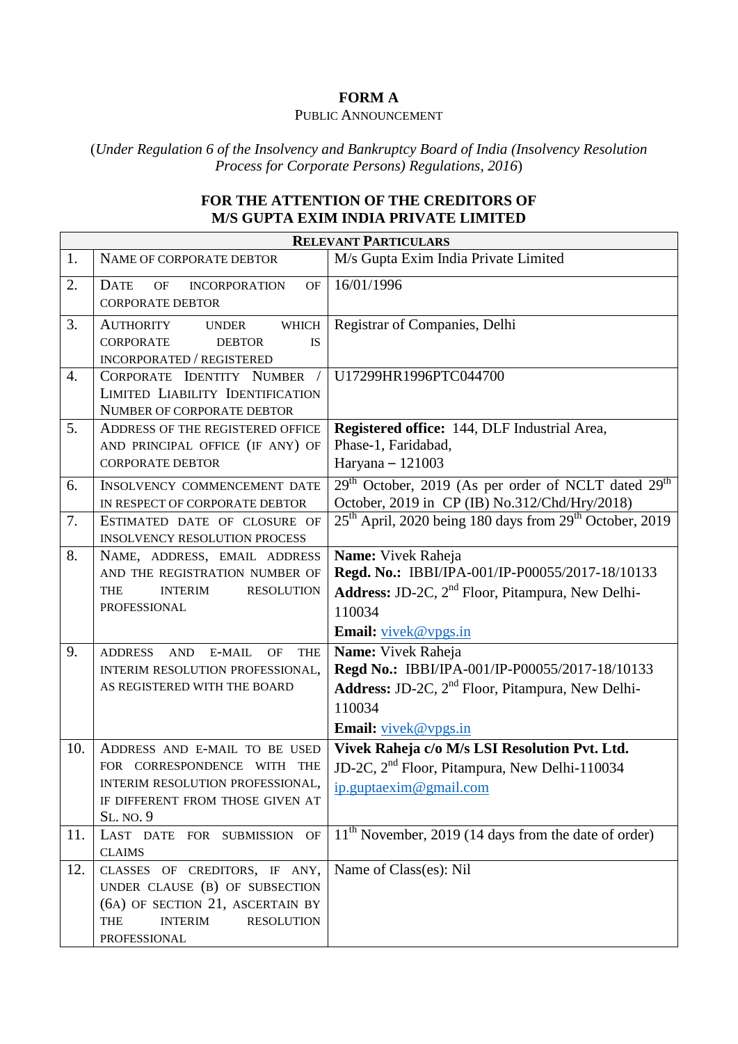# FORM A

PUBLIC ANNOUNCEMENT

(*Under Regulation 6 of the Insolvency and Bankruptcy Board of India (Insolvency Resolution Process for Corporate Persons) Regulations, 2016*)

## FOR THE ATTENTION OF THE CREDITORS OF M/S GUPTA EXIM INDIA PRIVATE LIMITED

| RELEVANT PARTICULARS | | |
|---|---|---|
| 1. | NAME OF CORPORATE DEBTOR | M/s Gupta Exim India Private Limited |
| 2. | DATE OF INCORPORATION OF CORPORATE DEBTOR | 16/01/1996 |
| 3. | AUTHORITY UNDER WHICH CORPORATE DEBTOR IS INCORPORATED / REGISTERED | Registrar of Companies, Delhi |
| 4. | CORPORATE IDENTITY NUMBER / LIMITED LIABILITY IDENTIFICATION NUMBER OF CORPORATE DEBTOR | U17299HR1996PTC044700 |
| 5. | ADDRESS OF THE REGISTERED OFFICE AND PRINCIPAL OFFICE (IF ANY) OF CORPORATE DEBTOR | **Registered office:** 144, DLF Industrial Area, Phase-1, Faridabad, Haryana – 121003 |
| 6. | INSOLVENCY COMMENCEMENT DATE IN RESPECT OF CORPORATE DEBTOR | 29th October, 2019 (As per order of NCLT dated 29th October, 2019 in CP (IB) No.312/Chd/Hry/2018) |
| 7. | ESTIMATED DATE OF CLOSURE OF INSOLVENCY RESOLUTION PROCESS | 25th April, 2020 being 180 days from 29th October, 2019 |
| 8. | NAME, ADDRESS, EMAIL ADDRESS AND THE REGISTRATION NUMBER OF THE INTERIM RESOLUTION PROFESSIONAL | **Name:** Vivek Raheja<br>**Regd. No.:** IBBI/IPA-001/IP-P00055/2017-18/10133<br>**Address:** JD-2C, 2nd Floor, Pitampura, New Delhi-110034<br>**Email:** vivek@vpgs.in |
| 9. | ADDRESS AND E-MAIL OF THE INTERIM RESOLUTION PROFESSIONAL, AS REGISTERED WITH THE BOARD | **Name:** Vivek Raheja<br>**Regd No.:** IBBI/IPA-001/IP-P00055/2017-18/10133<br>**Address:** JD-2C, 2nd Floor, Pitampura, New Delhi-110034<br>**Email:** vivek@vpgs.in |
| 10. | ADDRESS AND E-MAIL TO BE USED FOR CORRESPONDENCE WITH THE INTERIM RESOLUTION PROFESSIONAL, IF DIFFERENT FROM THOSE GIVEN AT SL. NO. 9 | **Vivek Raheja c/o M/s LSI Resolution Pvt. Ltd.**<br>JD-2C, 2nd Floor, Pitampura, New Delhi-110034<br>ip.guptaexim@gmail.com |
| 11. | LAST DATE FOR SUBMISSION OF CLAIMS | 11th November, 2019 (14 days from the date of order) |
| 12. | CLASSES OF CREDITORS, IF ANY, UNDER CLAUSE (B) OF SUBSECTION (6A) OF SECTION 21, ASCERTAIN BY THE INTERIM RESOLUTION PROFESSIONAL | Name of Class(es): Nil |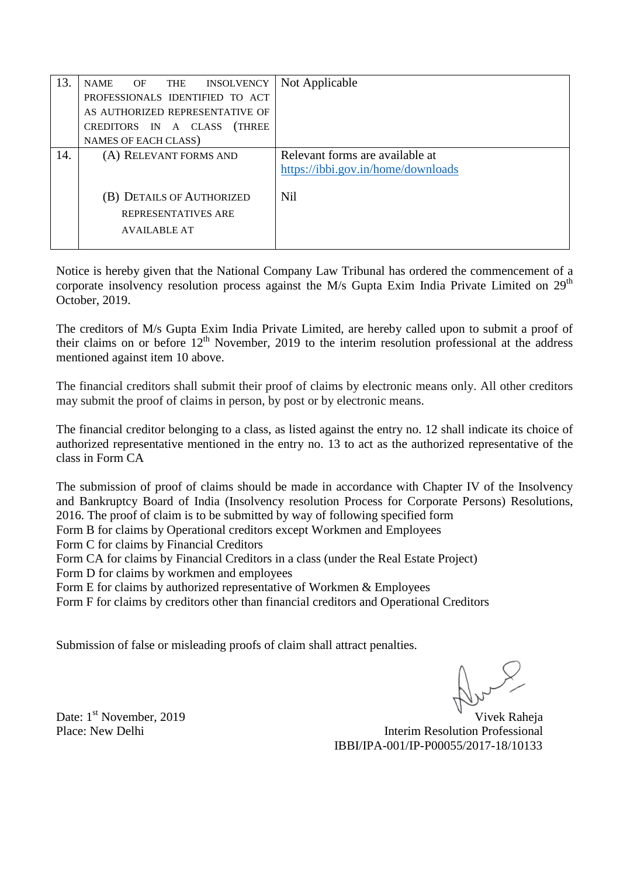| | | |
|---|---|---|
| 13. | NAME OF THE INSOLVENCY PROFESSIONALS IDENTIFIED TO ACT AS AUTHORIZED REPRESENTATIVE OF CREDITORS IN A CLASS (THREE NAMES OF EACH CLASS) | Not Applicable |
| 14. | (A) RELEVANT FORMS AND<br><br>(B) DETAILS OF AUTHORIZED REPRESENTATIVES ARE AVAILABLE AT | Relevant forms are available at https://ibbi.gov.in/home/downloads<br><br>Nil |

Notice is hereby given that the National Company Law Tribunal has ordered the commencement of a corporate insolvency resolution process against the M/s Gupta Exim India Private Limited on 29th October, 2019.

The creditors of M/s Gupta Exim India Private Limited, are hereby called upon to submit a proof of their claims on or before 12th November, 2019 to the interim resolution professional at the address mentioned against item 10 above.

The financial creditors shall submit their proof of claims by electronic means only. All other creditors may submit the proof of claims in person, by post or by electronic means.

The financial creditor belonging to a class, as listed against the entry no. 12 shall indicate its choice of authorized representative mentioned in the entry no. 13 to act as the authorized representative of the class in Form CA

The submission of proof of claims should be made in accordance with Chapter IV of the Insolvency and Bankruptcy Board of India (Insolvency resolution Process for Corporate Persons) Resolutions, 2016. The proof of claim is to be submitted by way of following specified form
Form B for claims by Operational creditors except Workmen and Employees
Form C for claims by Financial Creditors
Form CA for claims by Financial Creditors in a class (under the Real Estate Project)
Form D for claims by workmen and employees
Form E for claims by authorized representative of Workmen & Employees
Form F for claims by creditors other than financial creditors and Operational Creditors

Submission of false or misleading proofs of claim shall attract penalties.

Date: 1st November, 2019
Place: New Delhi

Vivek Raheja
Interim Resolution Professional
IBBI/IPA-001/IP-P00055/2017-18/10133